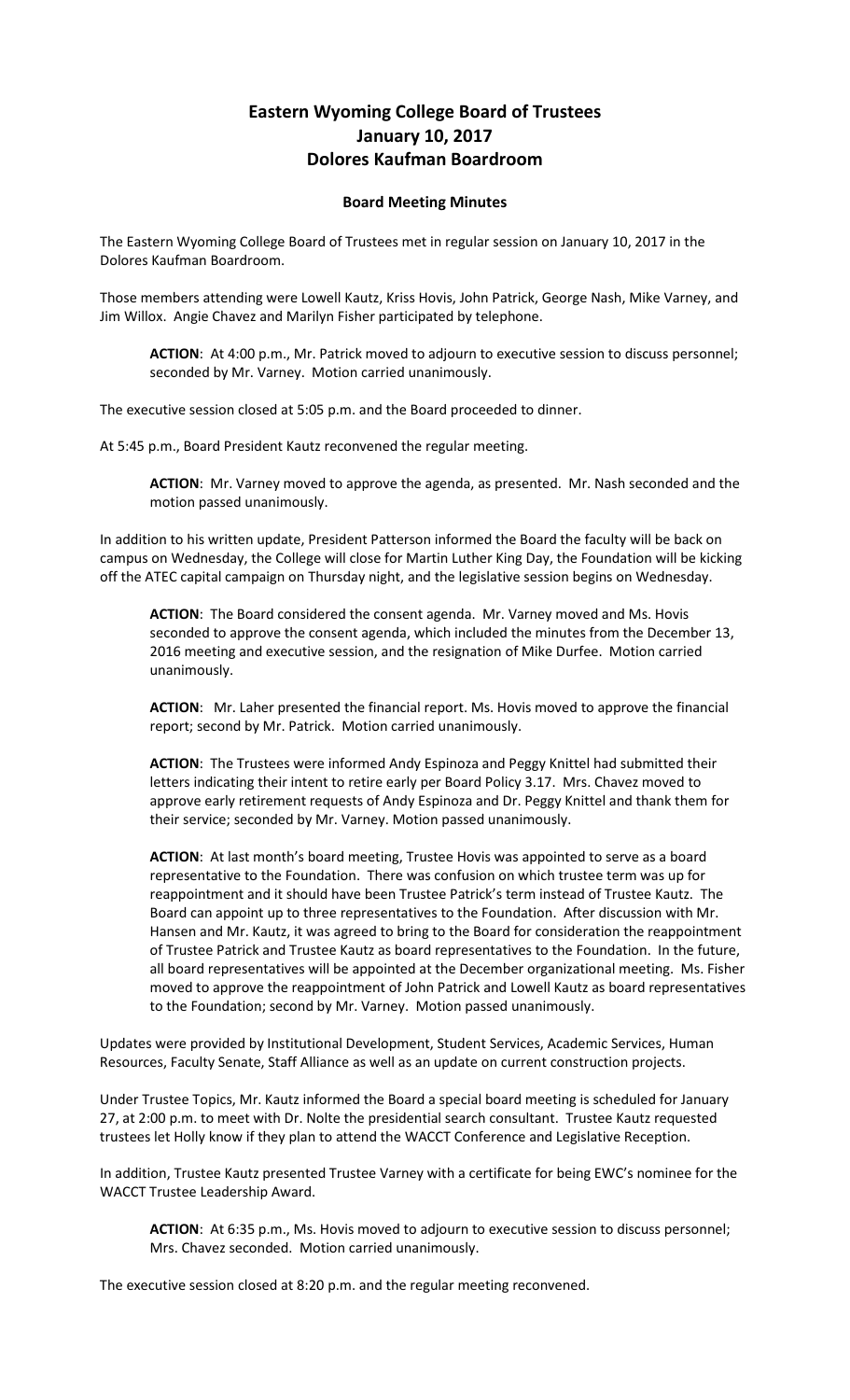# Eastern Wyoming College Board of Trustees
# January 10, 2017
# Dolores Kaufman Boardroom

### Board Meeting Minutes

The Eastern Wyoming College Board of Trustees met in regular session on January 10, 2017 in the Dolores Kaufman Boardroom.

Those members attending were Lowell Kautz, Kriss Hovis, John Patrick, George Nash, Mike Varney, and Jim Willox. Angie Chavez and Marilyn Fisher participated by telephone.

> **ACTION**: At 4:00 p.m., Mr. Patrick moved to adjourn to executive session to discuss personnel; seconded by Mr. Varney. Motion carried unanimously.

The executive session closed at 5:05 p.m. and the Board proceeded to dinner.

At 5:45 p.m., Board President Kautz reconvened the regular meeting.

> **ACTION**: Mr. Varney moved to approve the agenda, as presented. Mr. Nash seconded and the motion passed unanimously.

In addition to his written update, President Patterson informed the Board the faculty will be back on campus on Wednesday, the College will close for Martin Luther King Day, the Foundation will be kicking off the ATEC capital campaign on Thursday night, and the legislative session begins on Wednesday.

> **ACTION**: The Board considered the consent agenda. Mr. Varney moved and Ms. Hovis seconded to approve the consent agenda, which included the minutes from the December 13, 2016 meeting and executive session, and the resignation of Mike Durfee. Motion carried unanimously.

> **ACTION**: Mr. Laher presented the financial report. Ms. Hovis moved to approve the financial report; second by Mr. Patrick. Motion carried unanimously.

> **ACTION**: The Trustees were informed Andy Espinoza and Peggy Knittel had submitted their letters indicating their intent to retire early per Board Policy 3.17. Mrs. Chavez moved to approve early retirement requests of Andy Espinoza and Dr. Peggy Knittel and thank them for their service; seconded by Mr. Varney. Motion passed unanimously.

> **ACTION**: At last month's board meeting, Trustee Hovis was appointed to serve as a board representative to the Foundation. There was confusion on which trustee term was up for reappointment and it should have been Trustee Patrick's term instead of Trustee Kautz. The Board can appoint up to three representatives to the Foundation. After discussion with Mr. Hansen and Mr. Kautz, it was agreed to bring to the Board for consideration the reappointment of Trustee Patrick and Trustee Kautz as board representatives to the Foundation. In the future, all board representatives will be appointed at the December organizational meeting. Ms. Fisher moved to approve the reappointment of John Patrick and Lowell Kautz as board representatives to the Foundation; second by Mr. Varney. Motion passed unanimously.

Updates were provided by Institutional Development, Student Services, Academic Services, Human Resources, Faculty Senate, Staff Alliance as well as an update on current construction projects.

Under Trustee Topics, Mr. Kautz informed the Board a special board meeting is scheduled for January 27, at 2:00 p.m. to meet with Dr. Nolte the presidential search consultant. Trustee Kautz requested trustees let Holly know if they plan to attend the WACCT Conference and Legislative Reception.

In addition, Trustee Kautz presented Trustee Varney with a certificate for being EWC's nominee for the WACCT Trustee Leadership Award.

> **ACTION**: At 6:35 p.m., Ms. Hovis moved to adjourn to executive session to discuss personnel; Mrs. Chavez seconded. Motion carried unanimously.

The executive session closed at 8:20 p.m. and the regular meeting reconvened.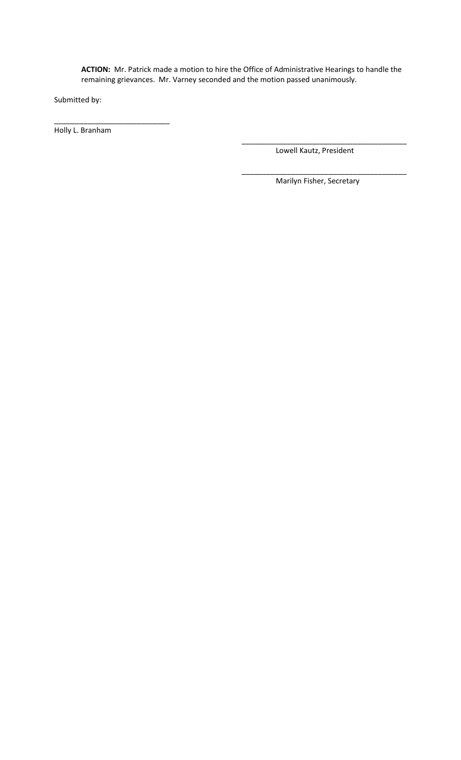**ACTION:** Mr. Patrick made a motion to hire the Office of Administrative Hearings to handle the remaining grievances. Mr. Varney seconded and the motion passed unanimously.

Submitted by:

____________________________
Holly L. Branham

________________________________________
Lowell Kautz, President

________________________________________
Marilyn Fisher, Secretary